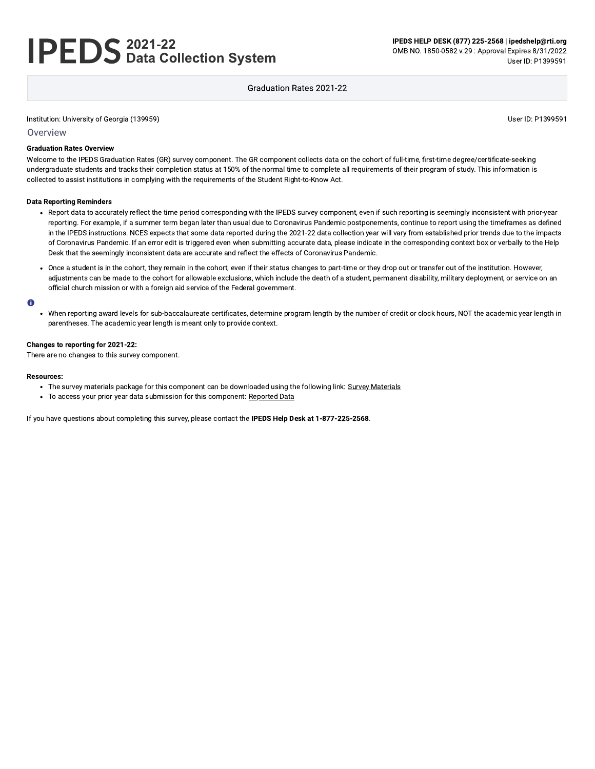# IPEDS 2021-22 Data Collection System

**IPEDS HELP DESK (877) 225-2568 | ipedshelp@rti.org**
OMB NO. 1850-0582 v.29 : Approval Expires 8/31/2022
User ID: P1399591

Graduation Rates 2021-22

Institution: University of Georgia (139959)

User ID: P1399591

## Overview

**Graduation Rates Overview**

Welcome to the IPEDS Graduation Rates (GR) survey component. The GR component collects data on the cohort of full-time, first-time degree/certificate-seeking undergraduate students and tracks their completion status at 150% of the normal time to complete all requirements of their program of study. This information is collected to assist institutions in complying with the requirements of the Student Right-to-Know Act.

**Data Reporting Reminders**

- Report data to accurately reflect the time period corresponding with the IPEDS survey component, even if such reporting is seemingly inconsistent with prior-year reporting. For example, if a summer term began later than usual due to Coronavirus Pandemic postponements, continue to report using the timeframes as defined in the IPEDS instructions. NCES expects that some data reported during the 2021-22 data collection year will vary from established prior trends due to the impacts of Coronavirus Pandemic. If an error edit is triggered even when submitting accurate data, please indicate in the corresponding context box or verbally to the Help Desk that the seemingly inconsistent data are accurate and reflect the effects of Coronavirus Pandemic.
- Once a student is in the cohort, they remain in the cohort, even if their status changes to part-time or they drop out or transfer out of the institution. However, adjustments can be made to the cohort for allowable exclusions, which include the death of a student, permanent disability, military deployment, or service on an official church mission or with a foreign aid service of the Federal government.

- When reporting award levels for sub-baccalaureate certificates, determine program length by the number of credit or clock hours, NOT the academic year length in parentheses. The academic year length is meant only to provide context.

**Changes to reporting for 2021-22:**
There are no changes to this survey component.

**Resources:**

- The survey materials package for this component can be downloaded using the following link: Survey Materials
- To access your prior year data submission for this component: Reported Data

If you have questions about completing this survey, please contact the **IPEDS Help Desk at 1-877-225-2568**.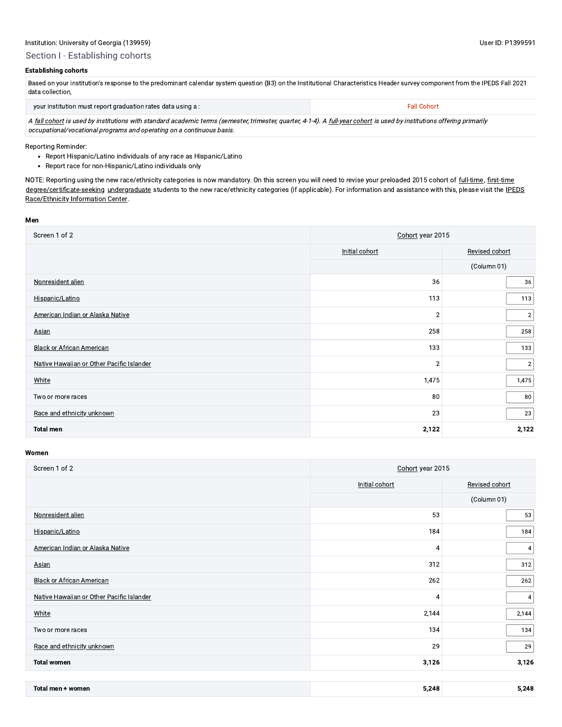Institution: University of Georgia (139959)

User ID: P1399591

## Section I - Establishing cohorts

### Establishing cohorts

| Based on your institution's response to the predominant calendar system question (B3) on the Institutional Characteristics Header survey component from the IPEDS Fall 2021 data collection, | |
|---|---|
| your institution must report graduation rates data using a : | Fall Cohort |

*A fall cohort is used by institutions with standard academic terms (semester, trimester, quarter, 4-1-4). A full-year cohort is used by institutions offering primarily occupational/vocational programs and operating on a continuous basis.*

Reporting Reminder:

- Report Hispanic/Latino individuals of any race as Hispanic/Latino
- Report race for non-Hispanic/Latino individuals only

NOTE: Reporting using the new race/ethnicity categories is now mandatory. On this screen you will need to revise your preloaded 2015 cohort of full-time, first-time degree/certificate-seeking undergraduate students to the new race/ethnicity categories (if applicable). For information and assistance with this, please visit the IPEDS Race/Ethnicity Information Center.

**Men**

| Screen 1 of 2 | Cohort year 2015 | |
|---|---|---|
| | Initial cohort | Revised cohort |
| | | (Column 01) |
| Nonresident alien | 36 | 36 |
| Hispanic/Latino | 113 | 113 |
| American Indian or Alaska Native | 2 | 2 |
| Asian | 258 | 258 |
| Black or African American | 133 | 133 |
| Native Hawaiian or Other Pacific Islander | 2 | 2 |
| White | 1,475 | 1,475 |
| Two or more races | 80 | 80 |
| Race and ethnicity unknown | 23 | 23 |
| **Total men** | **2,122** | **2,122** |

**Women**

| Screen 1 of 2 | Cohort year 2015 | |
|---|---|---|
| | Initial cohort | Revised cohort |
| | | (Column 01) |
| Nonresident alien | 53 | 53 |
| Hispanic/Latino | 184 | 184 |
| American Indian or Alaska Native | 4 | 4 |
| Asian | 312 | 312 |
| Black or African American | 262 | 262 |
| Native Hawaiian or Other Pacific Islander | 4 | 4 |
| White | 2,144 | 2,144 |
| Two or more races | 134 | 134 |
| Race and ethnicity unknown | 29 | 29 |
| **Total women** | **3,126** | **3,126** |

| | | |
|---|---|---|
| **Total men + women** | **5,248** | **5,248** |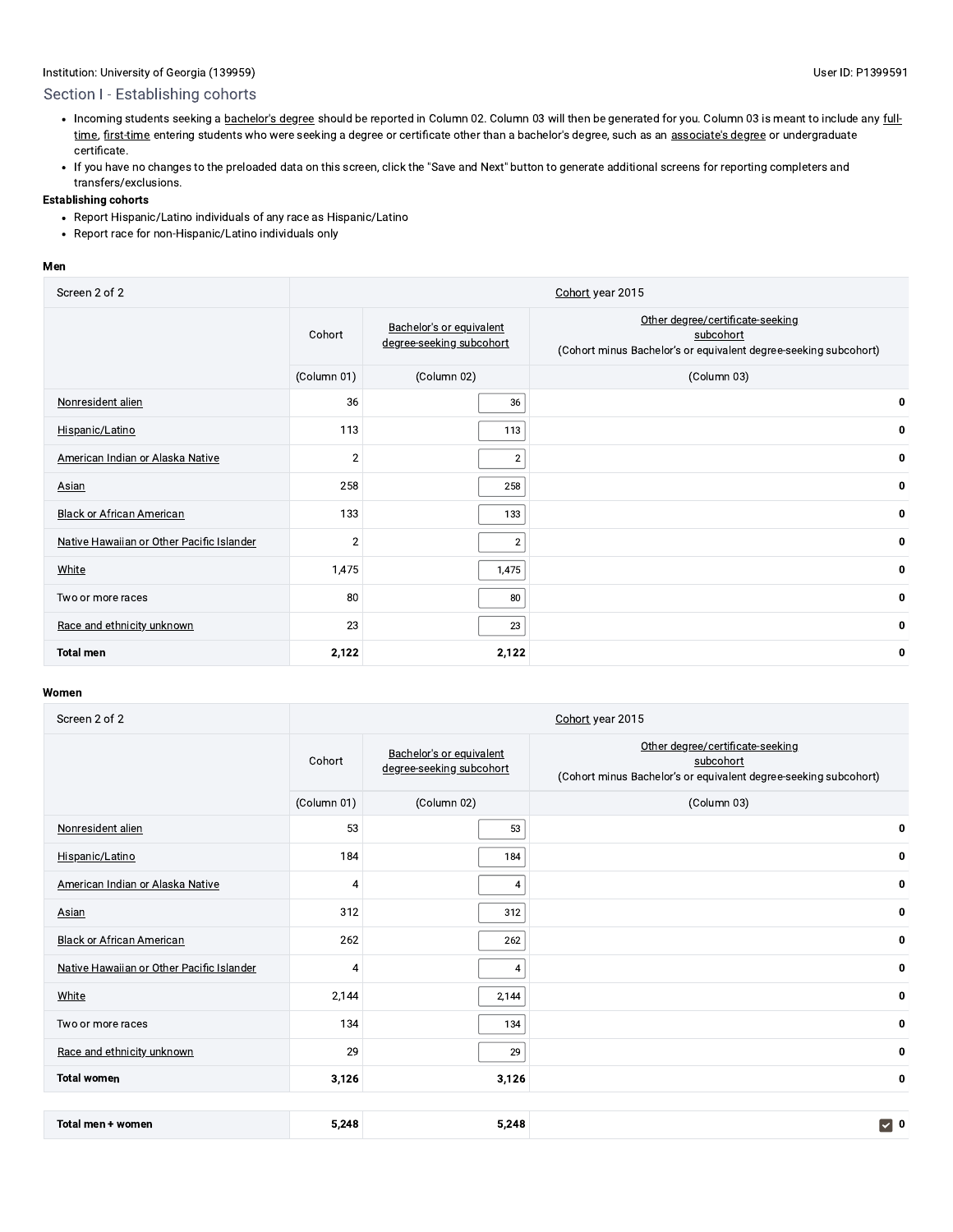Institution: University of Georgia (139959)

User ID: P1399591

## Section I - Establishing cohorts

- Incoming students seeking a bachelor's degree should be reported in Column 02. Column 03 will then be generated for you. Column 03 is meant to include any full-time, first-time entering students who were seeking a degree or certificate other than a bachelor's degree, such as an associate's degree or undergraduate certificate.
- If you have no changes to the preloaded data on this screen, click the "Save and Next" button to generate additional screens for reporting completers and transfers/exclusions.

**Establishing cohorts**

- Report Hispanic/Latino individuals of any race as Hispanic/Latino
- Report race for non-Hispanic/Latino individuals only

**Men**

| Screen 2 of 2 | Cohort year 2015 | | |
|---|---|---|---|
| | Cohort | Bachelor's or equivalent degree-seeking subcohort | Other degree/certificate-seeking subcohort (Cohort minus Bachelor's or equivalent degree-seeking subcohort) |
| | (Column 01) | (Column 02) | (Column 03) |
| Nonresident alien | 36 | 36 | 0 |
| Hispanic/Latino | 113 | 113 | 0 |
| American Indian or Alaska Native | 2 | 2 | 0 |
| Asian | 258 | 258 | 0 |
| Black or African American | 133 | 133 | 0 |
| Native Hawaiian or Other Pacific Islander | 2 | 2 | 0 |
| White | 1,475 | 1,475 | 0 |
| Two or more races | 80 | 80 | 0 |
| Race and ethnicity unknown | 23 | 23 | 0 |
| **Total men** | **2,122** | **2,122** | **0** |

**Women**

| Screen 2 of 2 | Cohort year 2015 | | |
|---|---|---|---|
| | Cohort | Bachelor's or equivalent degree-seeking subcohort | Other degree/certificate-seeking subcohort (Cohort minus Bachelor's or equivalent degree-seeking subcohort) |
| | (Column 01) | (Column 02) | (Column 03) |
| Nonresident alien | 53 | 53 | 0 |
| Hispanic/Latino | 184 | 184 | 0 |
| American Indian or Alaska Native | 4 | 4 | 0 |
| Asian | 312 | 312 | 0 |
| Black or African American | 262 | 262 | 0 |
| Native Hawaiian or Other Pacific Islander | 4 | 4 | 0 |
| White | 2,144 | 2,144 | 0 |
| Two or more races | 134 | 134 | 0 |
| Race and ethnicity unknown | 29 | 29 | 0 |
| **Total women** | **3,126** | **3,126** | **0** |

| | | | |
|---|---|---|---|
| **Total men + women** | **5,248** | **5,248** | **0** |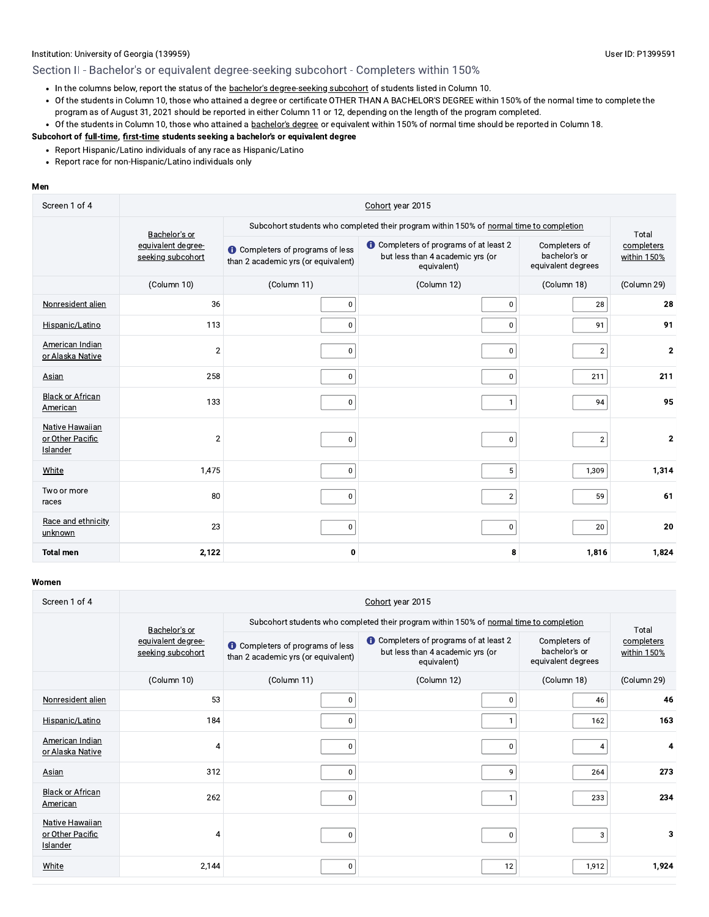Institution: University of Georgia (139959)

User ID: P1399591

## Section II - Bachelor's or equivalent degree-seeking subcohort - Completers within 150%

- In the columns below, report the status of the bachelor's degree-seeking subcohort of students listed in Column 10.
- Of the students in Column 10, those who attained a degree or certificate OTHER THAN A BACHELOR'S DEGREE within 150% of the normal time to complete the program as of August 31, 2021 should be reported in either Column 11 or 12, depending on the length of the program completed.
- Of the students in Column 10, those who attained a bachelor's degree or equivalent within 150% of normal time should be reported in Column 18.

**Subcohort of full-time, first-time students seeking a bachelor's or equivalent degree**

- Report Hispanic/Latino individuals of any race as Hispanic/Latino
- Report race for non-Hispanic/Latino individuals only

**Men**

| Screen 1 of 4 | Cohort year 2015 | | | | |
|---|---|---|---|---|---|
| | Bachelor's or equivalent degree-seeking subcohort | Subcohort students who completed their program within 150% of normal time to completion | | | Total completers within 150% |
| | | Completers of programs of less than 2 academic yrs (or equivalent) | Completers of programs of at least 2 but less than 4 academic yrs (or equivalent) | Completers of bachelor's or equivalent degrees | |
| | (Column 10) | (Column 11) | (Column 12) | (Column 18) | (Column 29) |
| Nonresident alien | 36 | 0 | 0 | 28 | 28 |
| Hispanic/Latino | 113 | 0 | 0 | 91 | 91 |
| American Indian or Alaska Native | 2 | 0 | 0 | 2 | 2 |
| Asian | 258 | 0 | 0 | 211 | 211 |
| Black or African American | 133 | 0 | 1 | 94 | 95 |
| Native Hawaiian or Other Pacific Islander | 2 | 0 | 0 | 2 | 2 |
| White | 1,475 | 0 | 5 | 1,309 | 1,314 |
| Two or more races | 80 | 0 | 2 | 59 | 61 |
| Race and ethnicity unknown | 23 | 0 | 0 | 20 | 20 |
| **Total men** | **2,122** | **0** | **8** | **1,816** | **1,824** |

**Women**

| Screen 1 of 4 | Cohort year 2015 | | | | |
|---|---|---|---|---|---|
| | Bachelor's or equivalent degree-seeking subcohort | Subcohort students who completed their program within 150% of normal time to completion | | | Total completers within 150% |
| | | Completers of programs of less than 2 academic yrs (or equivalent) | Completers of programs of at least 2 but less than 4 academic yrs (or equivalent) | Completers of bachelor's or equivalent degrees | |
| | (Column 10) | (Column 11) | (Column 12) | (Column 18) | (Column 29) |
| Nonresident alien | 53 | 0 | 0 | 46 | 46 |
| Hispanic/Latino | 184 | 0 | 1 | 162 | 163 |
| American Indian or Alaska Native | 4 | 0 | 0 | 4 | 4 |
| Asian | 312 | 0 | 9 | 264 | 273 |
| Black or African American | 262 | 0 | 1 | 233 | 234 |
| Native Hawaiian or Other Pacific Islander | 4 | 0 | 0 | 3 | 3 |
| White | 2,144 | 0 | 12 | 1,912 | 1,924 |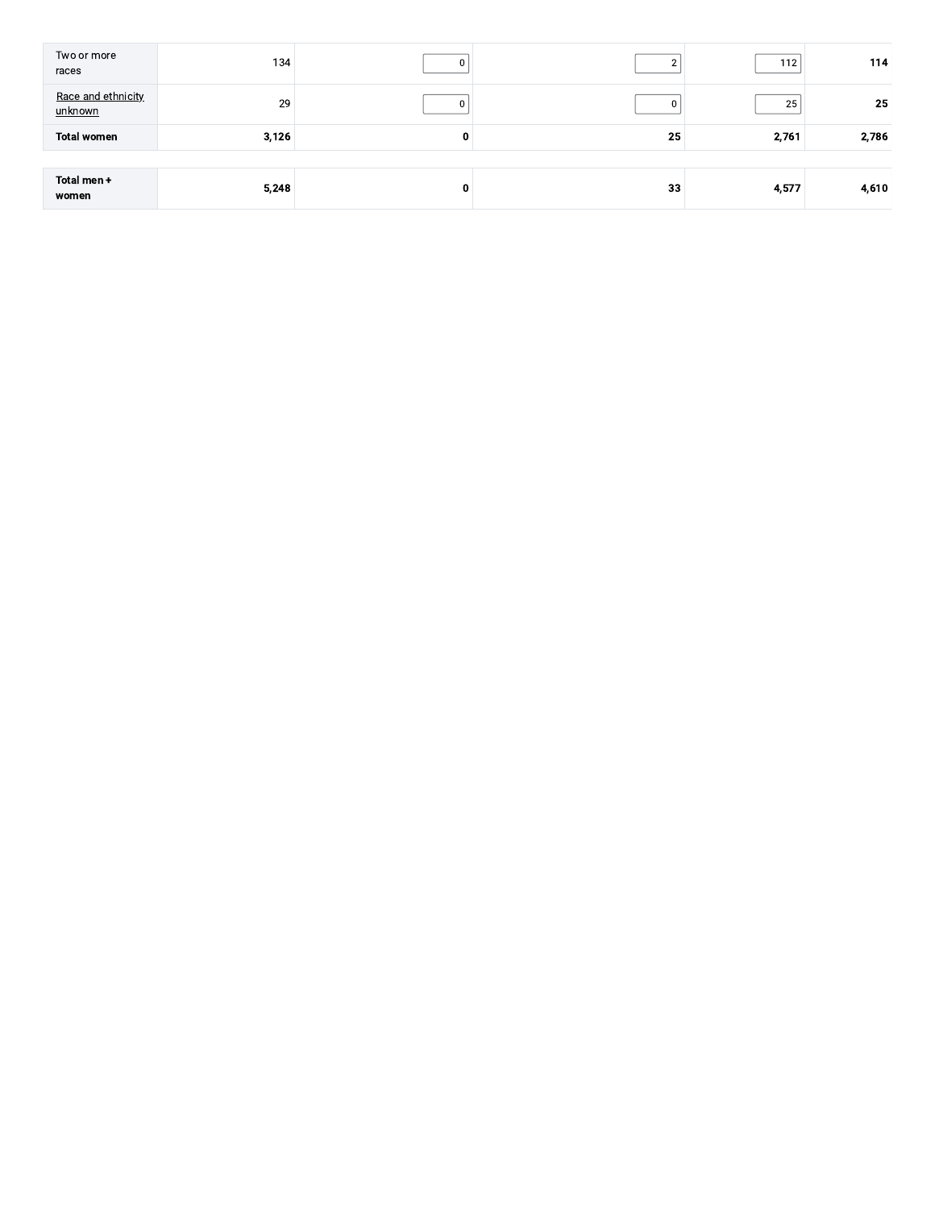| | | | | | |
|---|---|---|---|---|---|
| Two or more races | 134 | 0 | 2 | 112 | 114 |
| Race and ethnicity unknown | 29 | 0 | 0 | 25 | 25 |
| **Total women** | **3,126** | **0** | **25** | **2,761** | **2,786** |
| **Total men + women** | **5,248** | **0** | **33** | **4,577** | **4,610** |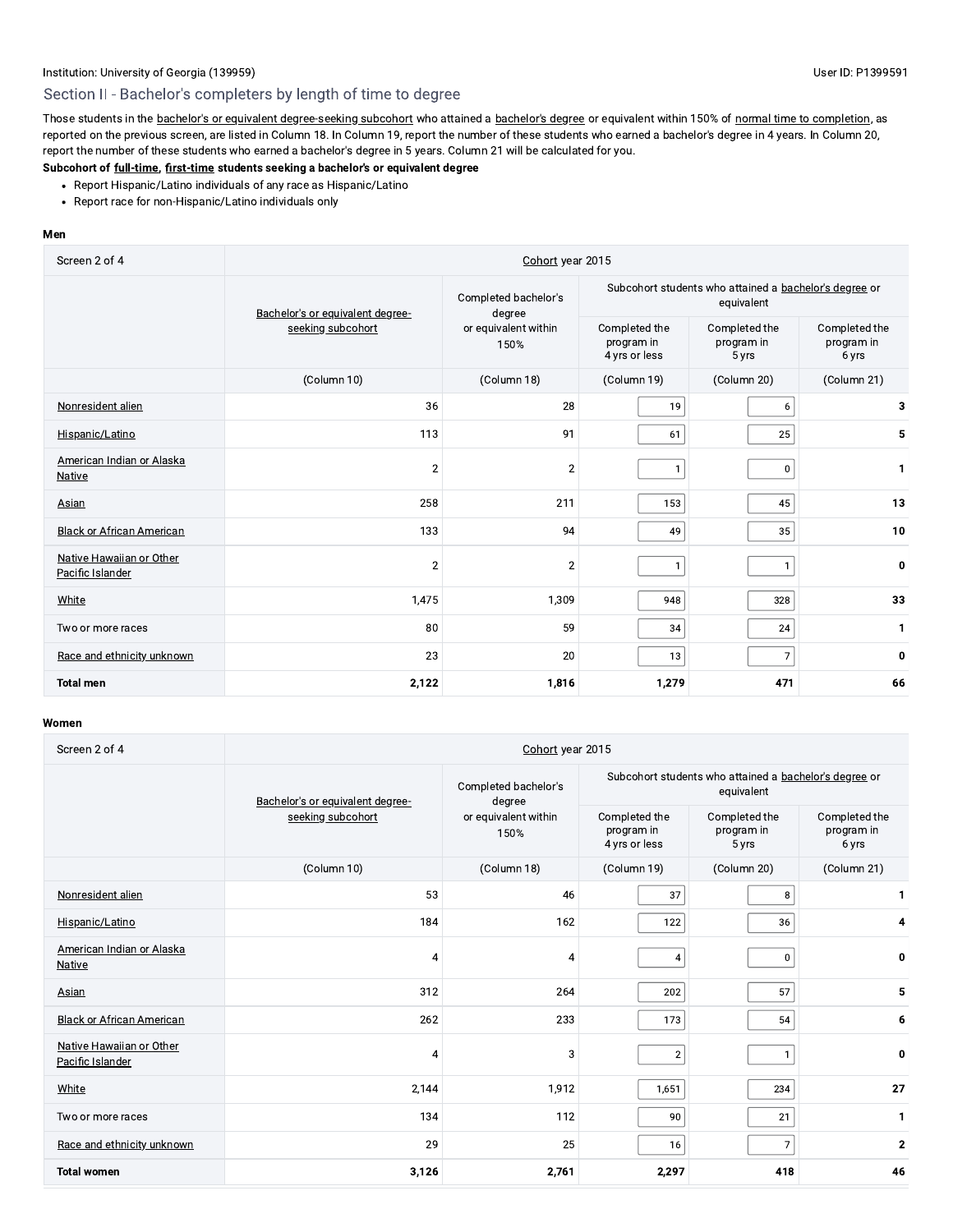Institution: University of Georgia (139959)

User ID: P1399591

## Section II - Bachelor's completers by length of time to degree

Those students in the bachelor's or equivalent degree-seeking subcohort who attained a bachelor's degree or equivalent within 150% of normal time to completion, as reported on the previous screen, are listed in Column 18. In Column 19, report the number of these students who earned a bachelor's degree in 4 years. In Column 20, report the number of these students who earned a bachelor's degree in 5 years. Column 21 will be calculated for you.

**Subcohort of full-time, first-time students seeking a bachelor's or equivalent degree**

- Report Hispanic/Latino individuals of any race as Hispanic/Latino
- Report race for non-Hispanic/Latino individuals only

**Men**

| Screen 2 of 4 | Cohort year 2015 | | | | |
|---|---|---|---|---|---|
| | Bachelor's or equivalent degree-seeking subcohort | Completed bachelor's degree or equivalent within 150% | Subcohort students who attained a bachelor's degree or equivalent | | |
| | | | Completed the program in 4 yrs or less | Completed the program in 5 yrs | Completed the program in 6 yrs |
| | (Column 10) | (Column 18) | (Column 19) | (Column 20) | (Column 21) |
| Nonresident alien | 36 | 28 | 19 | 6 | **3** |
| Hispanic/Latino | 113 | 91 | 61 | 25 | **5** |
| American Indian or Alaska Native | 2 | 2 | 1 | 0 | **1** |
| Asian | 258 | 211 | 153 | 45 | **13** |
| Black or African American | 133 | 94 | 49 | 35 | **10** |
| Native Hawaiian or Other Pacific Islander | 2 | 2 | 1 | 1 | **0** |
| White | 1,475 | 1,309 | 948 | 328 | **33** |
| Two or more races | 80 | 59 | 34 | 24 | **1** |
| Race and ethnicity unknown | 23 | 20 | 13 | 7 | **0** |
| **Total men** | **2,122** | **1,816** | **1,279** | **471** | **66** |

**Women**

| Screen 2 of 4 | Cohort year 2015 | | | | |
|---|---|---|---|---|---|
| | Bachelor's or equivalent degree-seeking subcohort | Completed bachelor's degree or equivalent within 150% | Subcohort students who attained a bachelor's degree or equivalent | | |
| | | | Completed the program in 4 yrs or less | Completed the program in 5 yrs | Completed the program in 6 yrs |
| | (Column 10) | (Column 18) | (Column 19) | (Column 20) | (Column 21) |
| Nonresident alien | 53 | 46 | 37 | 8 | **1** |
| Hispanic/Latino | 184 | 162 | 122 | 36 | **4** |
| American Indian or Alaska Native | 4 | 4 | 4 | 0 | **0** |
| Asian | 312 | 264 | 202 | 57 | **5** |
| Black or African American | 262 | 233 | 173 | 54 | **6** |
| Native Hawaiian or Other Pacific Islander | 4 | 3 | 2 | 1 | **0** |
| White | 2,144 | 1,912 | 1,651 | 234 | **27** |
| Two or more races | 134 | 112 | 90 | 21 | **1** |
| Race and ethnicity unknown | 29 | 25 | 16 | 7 | **2** |
| **Total women** | **3,126** | **2,761** | **2,297** | **418** | **46** |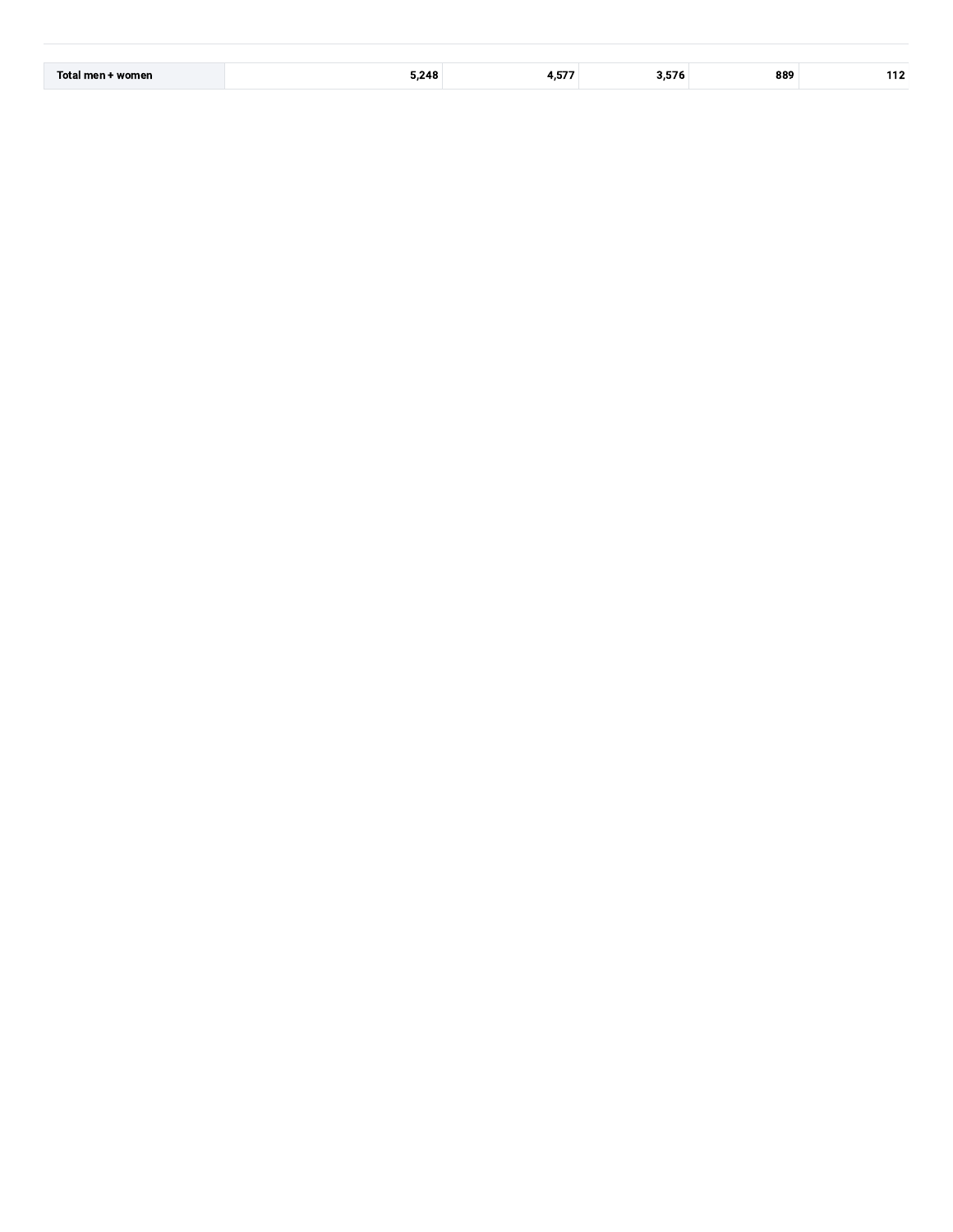| Total men + women | 5,248 | 4,577 | 3,576 | 889 | 112 |
|---|---|---|---|---|---|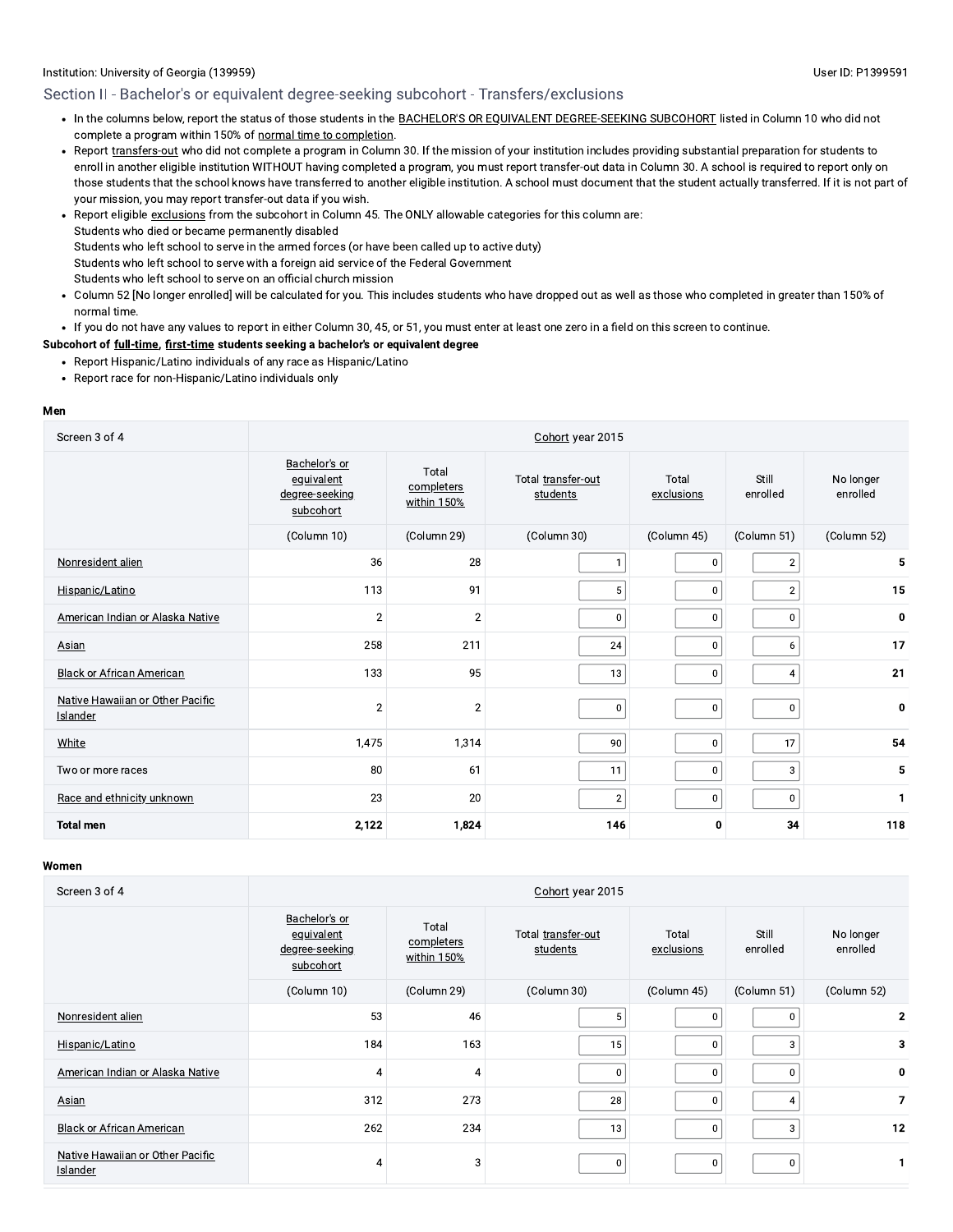Institution: University of Georgia (139959)

User ID: P1399591

## Section II - Bachelor's or equivalent degree-seeking subcohort - Transfers/exclusions

- In the columns below, report the status of those students in the BACHELOR'S OR EQUIVALENT DEGREE-SEEKING SUBCOHORT listed in Column 10 who did not complete a program within 150% of normal time to completion.
- Report transfers-out who did not complete a program in Column 30. If the mission of your institution includes providing substantial preparation for students to enroll in another eligible institution WITHOUT having completed a program, you must report transfer-out data in Column 30. A school is required to report only on those students that the school knows have transferred to another eligible institution. A school must document that the student actually transferred. If it is not part of your mission, you may report transfer-out data if you wish.
- Report eligible exclusions from the subcohort in Column 45. The ONLY allowable categories for this column are:
  Students who died or became permanently disabled
  Students who left school to serve in the armed forces (or have been called up to active duty)
  Students who left school to serve with a foreign aid service of the Federal Government
  Students who left school to serve on an official church mission
- Column 52 [No longer enrolled] will be calculated for you. This includes students who have dropped out as well as those who completed in greater than 150% of normal time.
- If you do not have any values to report in either Column 30, 45, or 51, you must enter at least one zero in a field on this screen to continue.

**Subcohort of full-time, first-time students seeking a bachelor's or equivalent degree**

- Report Hispanic/Latino individuals of any race as Hispanic/Latino
- Report race for non-Hispanic/Latino individuals only

**Men**

| Screen 3 of 4 | Cohort year 2015 | | | | | |
|---|---|---|---|---|---|---|
| | Bachelor's or equivalent degree-seeking subcohort | Total completers within 150% | Total transfer-out students | Total exclusions | Still enrolled | No longer enrolled |
| | (Column 10) | (Column 29) | (Column 30) | (Column 45) | (Column 51) | (Column 52) |
| Nonresident alien | 36 | 28 | 1 | 0 | 2 | **5** |
| Hispanic/Latino | 113 | 91 | 5 | 0 | 2 | **15** |
| American Indian or Alaska Native | 2 | 2 | 0 | 0 | 0 | **0** |
| Asian | 258 | 211 | 24 | 0 | 6 | **17** |
| Black or African American | 133 | 95 | 13 | 0 | 4 | **21** |
| Native Hawaiian or Other Pacific Islander | 2 | 2 | 0 | 0 | 0 | **0** |
| White | 1,475 | 1,314 | 90 | 0 | 17 | **54** |
| Two or more races | 80 | 61 | 11 | 0 | 3 | **5** |
| Race and ethnicity unknown | 23 | 20 | 2 | 0 | 0 | **1** |
| **Total men** | **2,122** | **1,824** | **146** | **0** | **34** | **118** |

**Women**

| Screen 3 of 4 | Cohort year 2015 | | | | | |
|---|---|---|---|---|---|---|
| | Bachelor's or equivalent degree-seeking subcohort | Total completers within 150% | Total transfer-out students | Total exclusions | Still enrolled | No longer enrolled |
| | (Column 10) | (Column 29) | (Column 30) | (Column 45) | (Column 51) | (Column 52) |
| Nonresident alien | 53 | 46 | 5 | 0 | 0 | **2** |
| Hispanic/Latino | 184 | 163 | 15 | 0 | 3 | **3** |
| American Indian or Alaska Native | 4 | 4 | 0 | 0 | 0 | **0** |
| Asian | 312 | 273 | 28 | 0 | 4 | **7** |
| Black or African American | 262 | 234 | 13 | 0 | 3 | **12** |
| Native Hawaiian or Other Pacific Islander | 4 | 3 | 0 | 0 | 0 | **1** |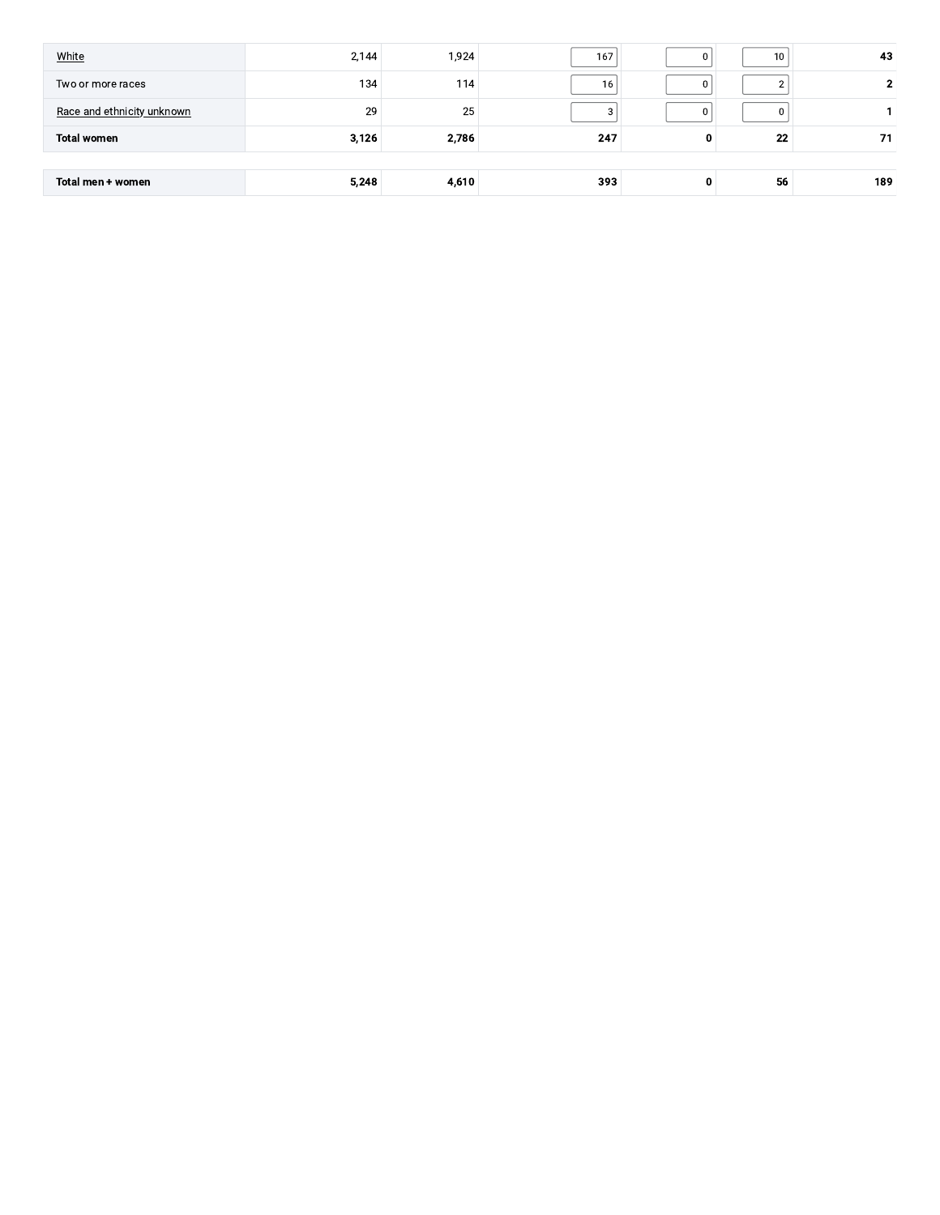| | | | | | | |
|---|---|---|---|---|---|---|
| White | 2,144 | 1,924 | 167 | 0 | 10 | **43** |
| Two or more races | 134 | 114 | 16 | 0 | 2 | **2** |
| Race and ethnicity unknown | 29 | 25 | 3 | 0 | 0 | **1** |
| **Total women** | **3,126** | **2,786** | **247** | **0** | **22** | **71** |
| | | | | | | |
| **Total men + women** | **5,248** | **4,610** | **393** | **0** | **56** | **189** |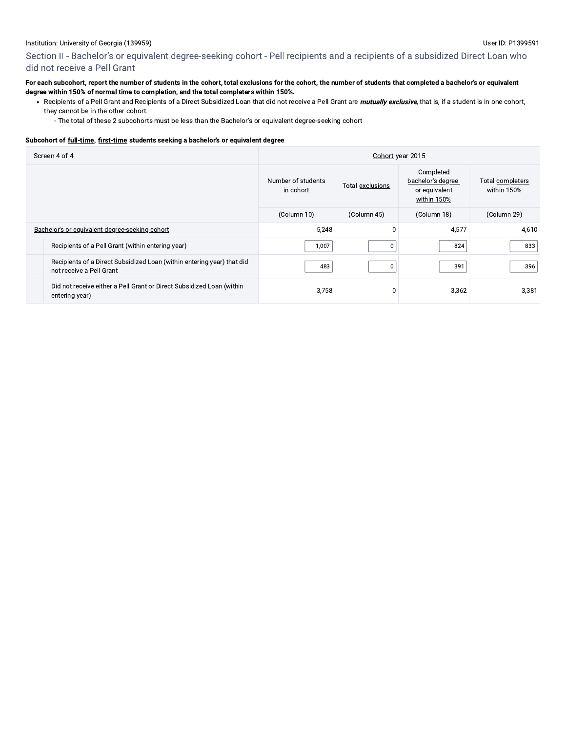Institution: University of Georgia (139959)

User ID: P1399591

## Section II - Bachelor's or equivalent degree-seeking cohort - Pell recipients and a recipients of a subsidized Direct Loan who did not receive a Pell Grant

**For each subcohort, report the number of students in the cohort, total exclusions for the cohort, the number of students that completed a bachelor's or equivalent degree within 150% of normal time to completion, and the total completers within 150%.**

- Recipients of a Pell Grant and Recipients of a Direct Subsidized Loan that did not receive a Pell Grant are ***mutually exclusive***, that is, if a student is in one cohort, they cannot be in the other cohort.
  - The total of these 2 subcohorts must be less than the Bachelor's or equivalent degree-seeking cohort

**Subcohort of full-time, first-time students seeking a bachelor's or equivalent degree**

| Screen 4 of 4 | Cohort year 2015 | | | |
|---|---|---|---|---|
| | Number of students in cohort | Total exclusions | Completed bachelor's degree or equivalent within 150% | Total completers within 150% |
| | (Column 10) | (Column 45) | (Column 18) | (Column 29) |
| Bachelor's or equivalent degree-seeking cohort | 5,248 | 0 | 4,577 | 4,610 |
| Recipients of a Pell Grant (within entering year) | 1,007 | 0 | 824 | 833 |
| Recipients of a Direct Subsidized Loan (within entering year) that did not receive a Pell Grant | 483 | 0 | 391 | 396 |
| Did not receive either a Pell Grant or Direct Subsidized Loan (within entering year) | 3,758 | 0 | 3,362 | 3,381 |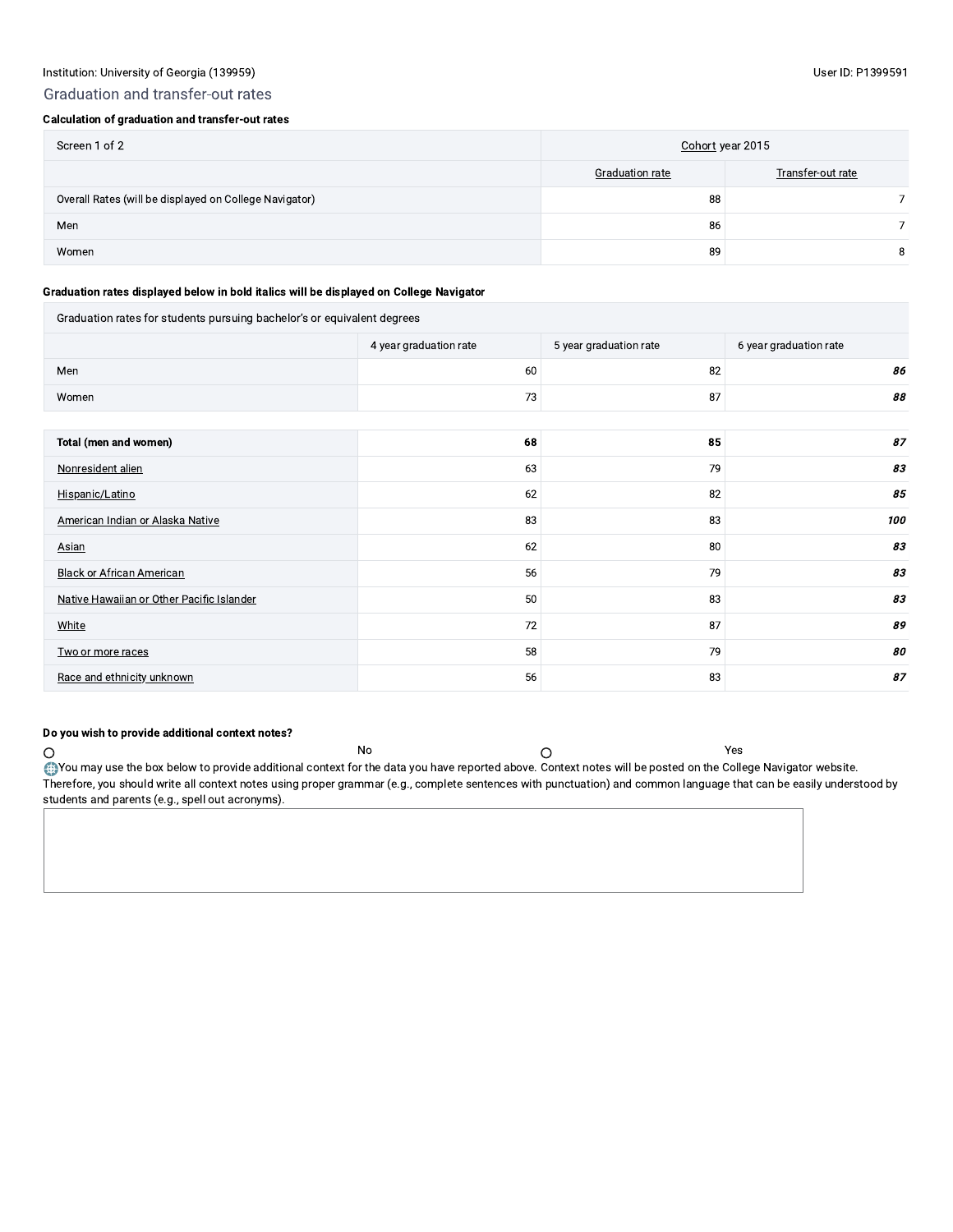Institution: University of Georgia (139959)

User ID: P1399591

## Graduation and transfer-out rates

**Calculation of graduation and transfer-out rates**

| Screen 1 of 2 | Cohort year 2015 | |
|---|---|---|
| | Graduation rate | Transfer-out rate |
| Overall Rates (will be displayed on College Navigator) | 88 | 7 |
| Men | 86 | 7 |
| Women | 89 | 8 |

**Graduation rates displayed below in bold italics will be displayed on College Navigator**

| Graduation rates for students pursuing bachelor's or equivalent degrees | | | |
|---|---|---|---|
| | 4 year graduation rate | 5 year graduation rate | 6 year graduation rate |
| Men | 60 | 82 | ***86*** |
| Women | 73 | 87 | ***88*** |
| **Total (men and women)** | **68** | **85** | ***87*** |
| Nonresident alien | 63 | 79 | ***83*** |
| Hispanic/Latino | 62 | 82 | ***85*** |
| American Indian or Alaska Native | 83 | 83 | ***100*** |
| Asian | 62 | 80 | ***83*** |
| Black or African American | 56 | 79 | ***83*** |
| Native Hawaiian or Other Pacific Islander | 50 | 83 | ***83*** |
| White | 72 | 87 | ***89*** |
| Two or more races | 58 | 79 | ***80*** |
| Race and ethnicity unknown | 56 | 83 | ***87*** |

**Do you wish to provide additional context notes?**

○ No ○ Yes

You may use the box below to provide additional context for the data you have reported above. Context notes will be posted on the College Navigator website. Therefore, you should write all context notes using proper grammar (e.g., complete sentences with punctuation) and common language that can be easily understood by students and parents (e.g., spell out acronyms).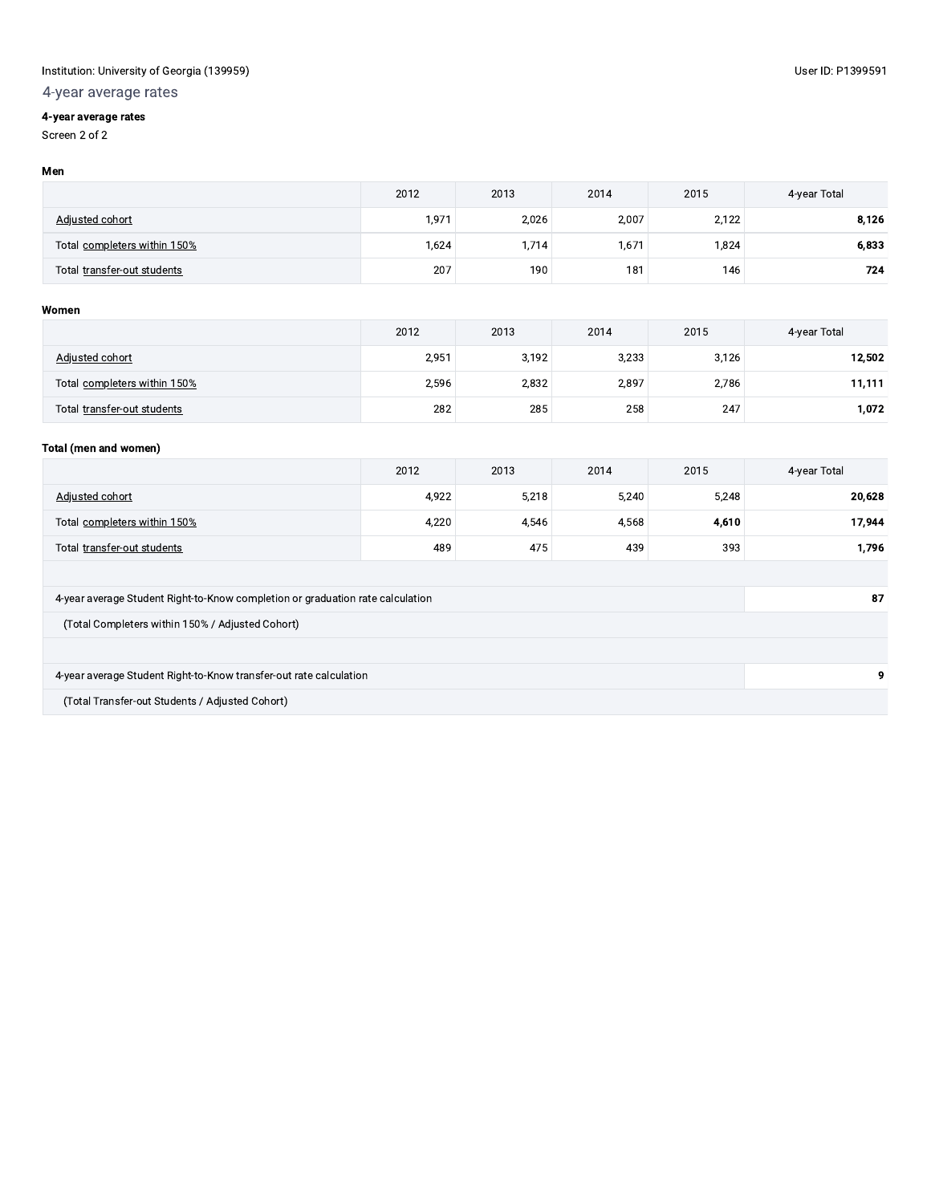Institution: University of Georgia (139959)

User ID: P1399591

## 4-year average rates

**4-year average rates**

Screen 2 of 2

**Men**

| | 2012 | 2013 | 2014 | 2015 | 4-year Total |
|---|---|---|---|---|---|
| Adjusted cohort | 1,971 | 2,026 | 2,007 | 2,122 | **8,126** |
| Total completers within 150% | 1,624 | 1,714 | 1,671 | 1,824 | **6,833** |
| Total transfer-out students | 207 | 190 | 181 | 146 | **724** |

**Women**

| | 2012 | 2013 | 2014 | 2015 | 4-year Total |
|---|---|---|---|---|---|
| Adjusted cohort | 2,951 | 3,192 | 3,233 | 3,126 | **12,502** |
| Total completers within 150% | 2,596 | 2,832 | 2,897 | 2,786 | **11,111** |
| Total transfer-out students | 282 | 285 | 258 | 247 | **1,072** |

**Total (men and women)**

| | 2012 | 2013 | 2014 | 2015 | 4-year Total |
|---|---|---|---|---|---|
| Adjusted cohort | 4,922 | 5,218 | 5,240 | 5,248 | **20,628** |
| Total completers within 150% | 4,220 | 4,546 | 4,568 | **4,610** | **17,944** |
| Total transfer-out students | 489 | 475 | 439 | 393 | **1,796** |

| | |
|---|---|
| 4-year average Student Right-to-Know completion or graduation rate calculation (Total Completers within 150% / Adjusted Cohort) | **87** |
| 4-year average Student Right-to-Know transfer-out rate calculation (Total Transfer-out Students / Adjusted Cohort) | **9** |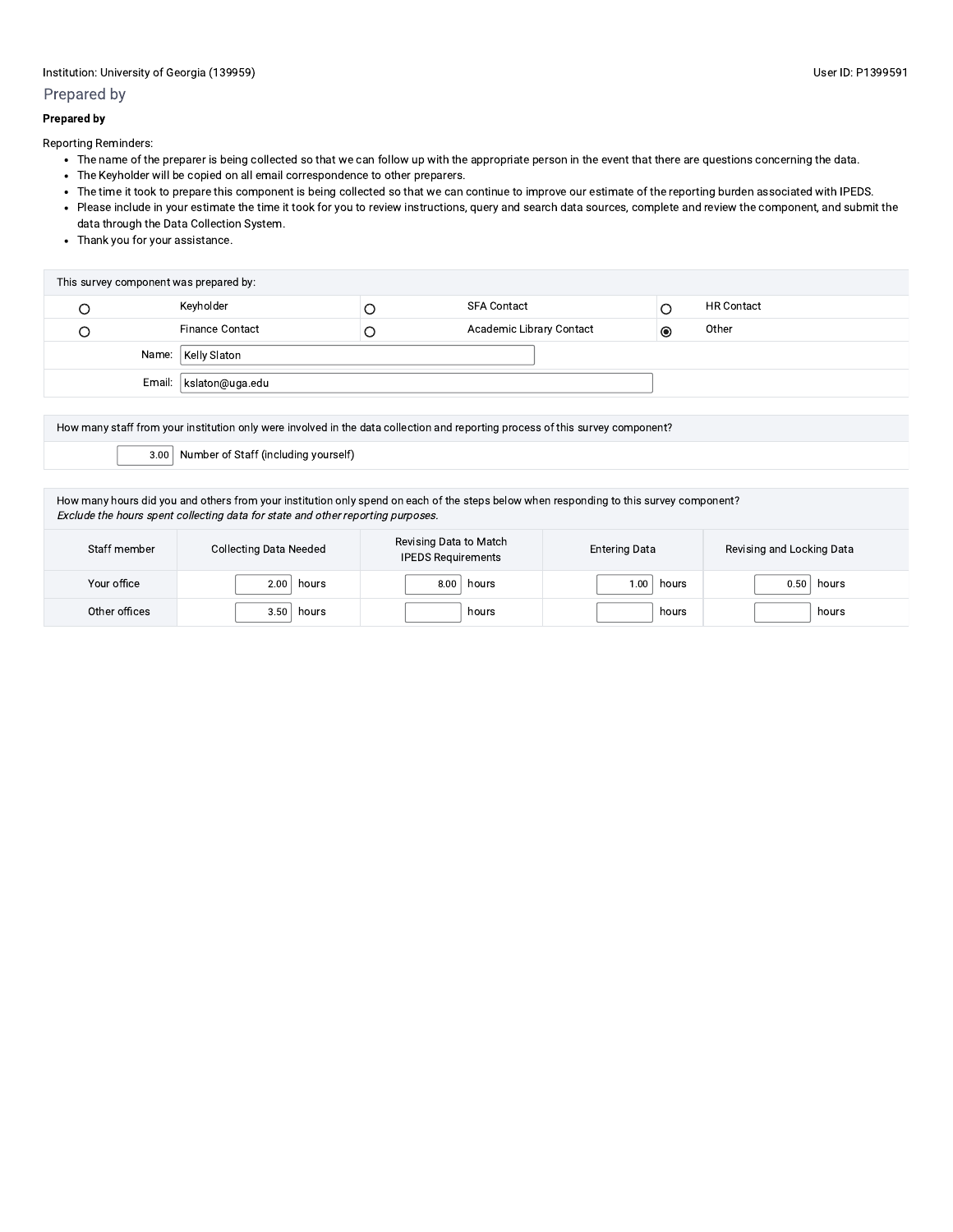Institution: University of Georgia (139959)

User ID: P1399591

## Prepared by

**Prepared by**

Reporting Reminders:

- The name of the preparer is being collected so that we can follow up with the appropriate person in the event that there are questions concerning the data.
- The Keyholder will be copied on all email correspondence to other preparers.
- The time it took to prepare this component is being collected so that we can continue to improve our estimate of the reporting burden associated with IPEDS.
- Please include in your estimate the time it took for you to review instructions, query and search data sources, complete and review the component, and submit the data through the Data Collection System.
- Thank you for your assistance.

| This survey component was prepared by: | | | | | |
|---|---|---|---|---|---|
| ○ | Keyholder | ○ | SFA Contact | ○ | HR Contact |
| ○ | Finance Contact | ○ | Academic Library Contact | ◉ | Other |
| Name: | Kelly Slaton | | | | |
| Email: | kslaton@uga.edu | | | | |

| How many staff from your institution only were involved in the data collection and reporting process of this survey component? | |
|---|---|
| 3.00 | Number of Staff (including yourself) |

How many hours did you and others from your institution only spend on each of the steps below when responding to this survey component?
*Exclude the hours spent collecting data for state and other reporting purposes.*

| Staff member | Collecting Data Needed | Revising Data to Match IPEDS Requirements | Entering Data | Revising and Locking Data |
|---|---|---|---|---|
| Your office | 2.00 hours | 8.00 hours | 1.00 hours | 0.50 hours |
| Other offices | 3.50 hours | hours | hours | hours |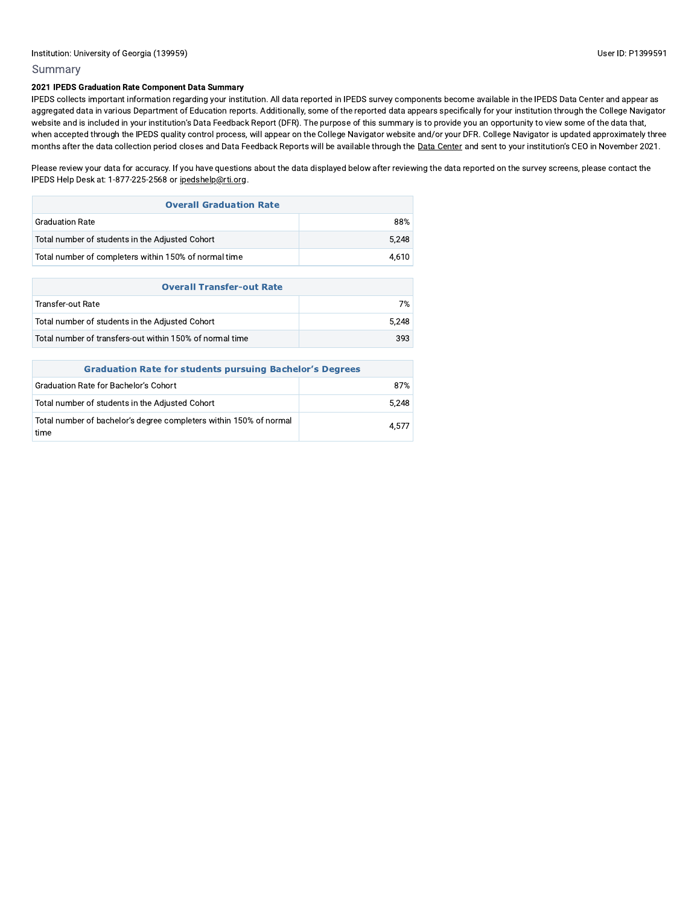Institution: University of Georgia (139959)

User ID: P1399591

## Summary

**2021 IPEDS Graduation Rate Component Data Summary**

IPEDS collects important information regarding your institution. All data reported in IPEDS survey components become available in the IPEDS Data Center and appear as aggregated data in various Department of Education reports. Additionally, some of the reported data appears specifically for your institution through the College Navigator website and is included in your institution's Data Feedback Report (DFR). The purpose of this summary is to provide you an opportunity to view some of the data that, when accepted through the IPEDS quality control process, will appear on the College Navigator website and/or your DFR. College Navigator is updated approximately three months after the data collection period closes and Data Feedback Reports will be available through the Data Center and sent to your institution's CEO in November 2021.

Please review your data for accuracy. If you have questions about the data displayed below after reviewing the data reported on the survey screens, please contact the IPEDS Help Desk at: 1-877-225-2568 or ipedshelp@rti.org.

| Overall Graduation Rate | |
|---|---|
| Graduation Rate | 88% |
| Total number of students in the Adjusted Cohort | 5,248 |
| Total number of completers within 150% of normal time | 4,610 |

| Overall Transfer-out Rate | |
|---|---|
| Transfer-out Rate | 7% |
| Total number of students in the Adjusted Cohort | 5,248 |
| Total number of transfers-out within 150% of normal time | 393 |

| Graduation Rate for students pursuing Bachelor's Degrees | |
|---|---|
| Graduation Rate for Bachelor's Cohort | 87% |
| Total number of students in the Adjusted Cohort | 5,248 |
| Total number of bachelor's degree completers within 150% of normal time | 4,577 |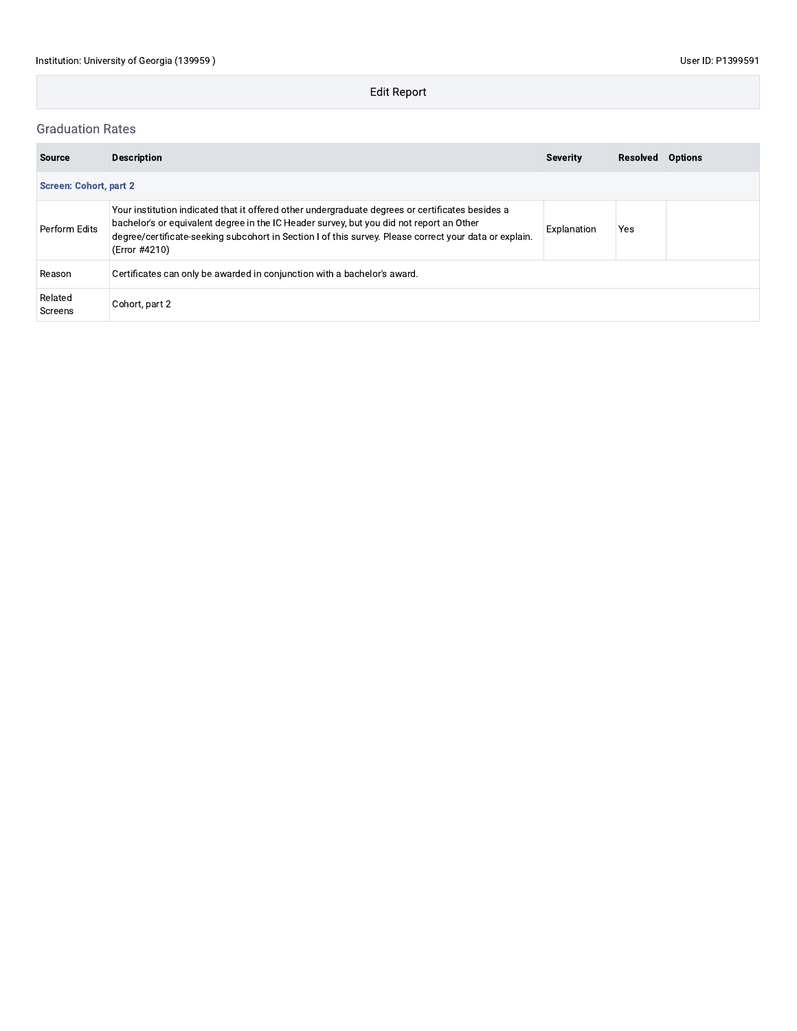Institution: University of Georgia (139959 )

User ID: P1399591

Edit Report

## Graduation Rates

| Source | Description | Severity | Resolved | Options |
|---|---|---|---|---|
| **Screen: Cohort, part 2** | | | | |
| Perform Edits | Your institution indicated that it offered other undergraduate degrees or certificates besides a bachelor's or equivalent degree in the IC Header survey, but you did not report an Other degree/certificate-seeking subcohort in Section I of this survey. Please correct your data or explain. (Error #4210) | Explanation | Yes | |
| Reason | Certificates can only be awarded in conjunction with a bachelor's award. | | | |
| Related Screens | Cohort, part 2 | | | |